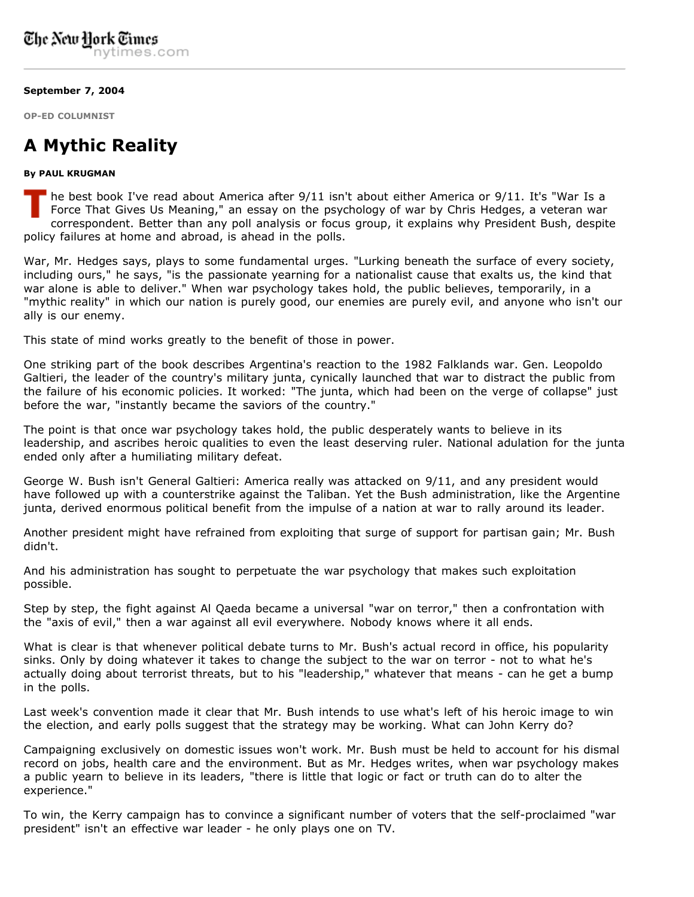**September 7, 2004**

OP-ED COLUMNIST

# A Mythic Reality

**By PAUL KRUGMAN**

The best book I've read about America after 9/11 isn't about either America or 9/11. It's "War Is a Force That Gives Us Meaning," an essay on the psychology of war by Chris Hedges, a veteran war correspondent. Better than any poll analysis or focus group, it explains why President Bush, despite policy failures at home and abroad, is ahead in the polls.

War, Mr. Hedges says, plays to some fundamental urges. "Lurking beneath the surface of every society, including ours," he says, "is the passionate yearning for a nationalist cause that exalts us, the kind that war alone is able to deliver." When war psychology takes hold, the public believes, temporarily, in a "mythic reality" in which our nation is purely good, our enemies are purely evil, and anyone who isn't our ally is our enemy.

This state of mind works greatly to the benefit of those in power.

One striking part of the book describes Argentina's reaction to the 1982 Falklands war. Gen. Leopoldo Galtieri, the leader of the country's military junta, cynically launched that war to distract the public from the failure of his economic policies. It worked: "The junta, which had been on the verge of collapse" just before the war, "instantly became the saviors of the country."

The point is that once war psychology takes hold, the public desperately wants to believe in its leadership, and ascribes heroic qualities to even the least deserving ruler. National adulation for the junta ended only after a humiliating military defeat.

George W. Bush isn't General Galtieri: America really was attacked on 9/11, and any president would have followed up with a counterstrike against the Taliban. Yet the Bush administration, like the Argentine junta, derived enormous political benefit from the impulse of a nation at war to rally around its leader.

Another president might have refrained from exploiting that surge of support for partisan gain; Mr. Bush didn't.

And his administration has sought to perpetuate the war psychology that makes such exploitation possible.

Step by step, the fight against Al Qaeda became a universal "war on terror," then a confrontation with the "axis of evil," then a war against all evil everywhere. Nobody knows where it all ends.

What is clear is that whenever political debate turns to Mr. Bush's actual record in office, his popularity sinks. Only by doing whatever it takes to change the subject to the war on terror - not to what he's actually doing about terrorist threats, but to his "leadership," whatever that means - can he get a bump in the polls.

Last week's convention made it clear that Mr. Bush intends to use what's left of his heroic image to win the election, and early polls suggest that the strategy may be working. What can John Kerry do?

Campaigning exclusively on domestic issues won't work. Mr. Bush must be held to account for his dismal record on jobs, health care and the environment. But as Mr. Hedges writes, when war psychology makes a public yearn to believe in its leaders, "there is little that logic or fact or truth can do to alter the experience."

To win, the Kerry campaign has to convince a significant number of voters that the self-proclaimed "war president" isn't an effective war leader - he only plays one on TV.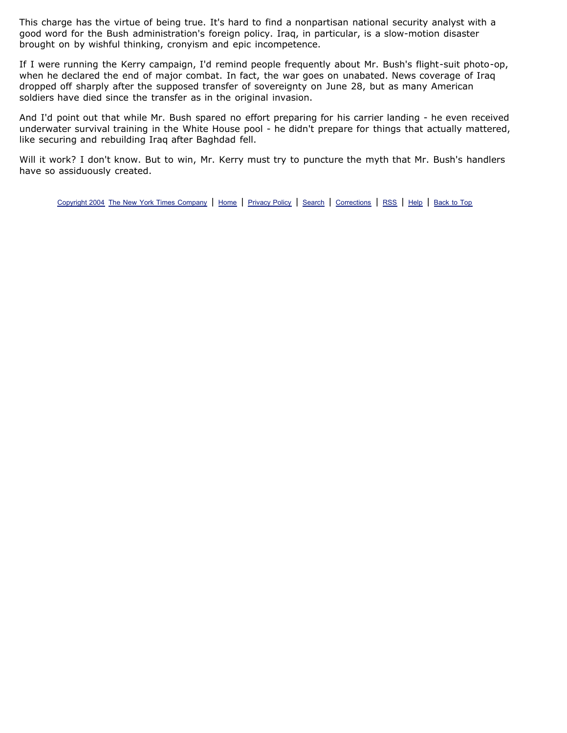This charge has the virtue of being true. It's hard to find a nonpartisan national security analyst with a good word for the Bush administration's foreign policy. Iraq, in particular, is a slow-motion disaster brought on by wishful thinking, cronyism and epic incompetence.

If I were running the Kerry campaign, I'd remind people frequently about Mr. Bush's flight-suit photo-op, when he declared the end of major combat. In fact, the war goes on unabated. News coverage of Iraq dropped off sharply after the supposed transfer of sovereignty on June 28, but as many American soldiers have died since the transfer as in the original invasion.

And I'd point out that while Mr. Bush spared no effort preparing for his carrier landing - he even received underwater survival training in the White House pool - he didn't prepare for things that actually mattered, like securing and rebuilding Iraq after Baghdad fell.

Will it work? I don't know. But to win, Mr. Kerry must try to puncture the myth that Mr. Bush's handlers have so assiduously created.

Copyright 2004 The New York Times Company | Home | Privacy Policy | Search | Corrections | RSS | Help | Back to Top